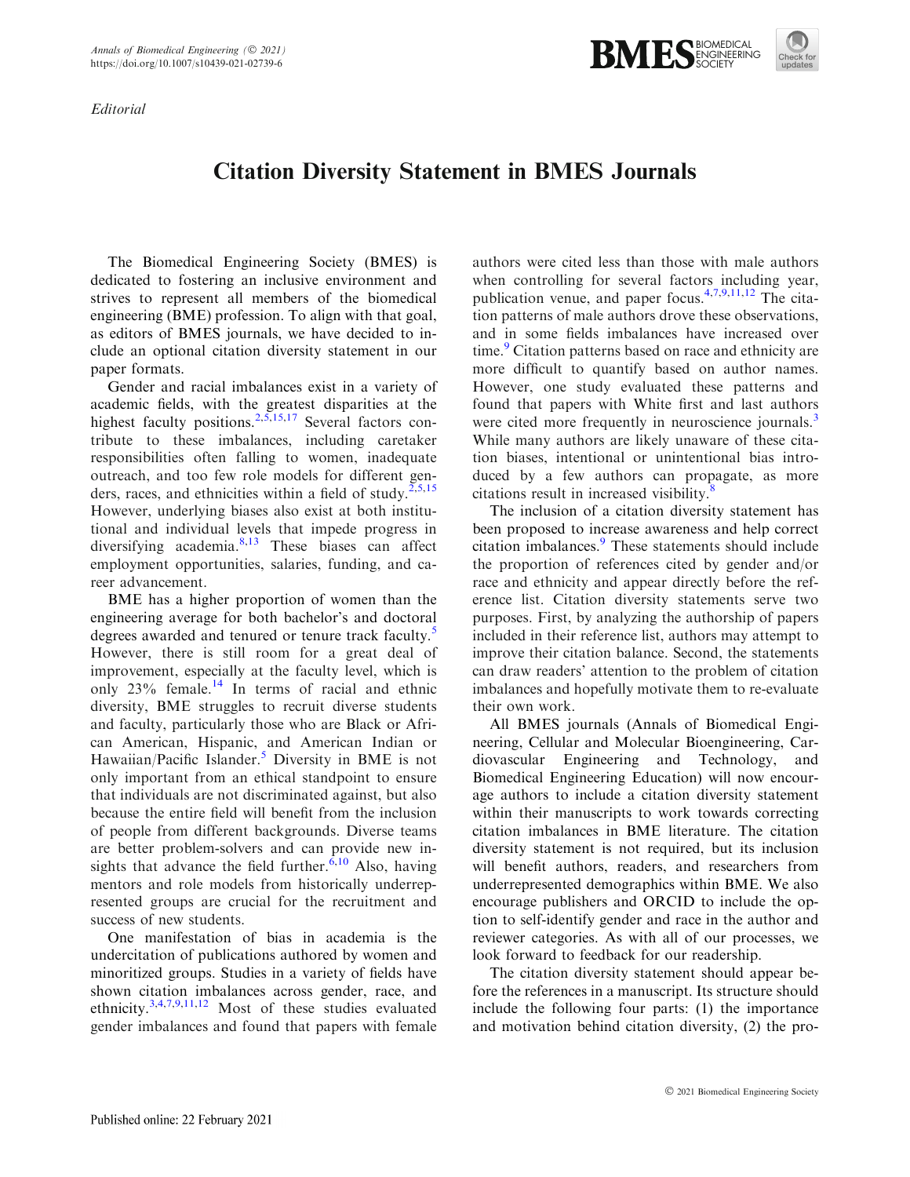*Editorial*

# Citation Diversity Statement in BMES Journals

The Biomedical Engineering Society (BMES) is dedicated to fostering an inclusive environment and strives to represent all members of the biomedical engineering (BME) profession. To align with that goal, as editors of BMES journals, we have decided to include an optional citation diversity statement in our paper formats.

Gender and racial imbalances exist in a variety of academic fields, with the greatest disparities at the highest faculty positions.[2,5,15,17] Several factors contribute to these imbalances, including caretaker responsibilities often falling to women, inadequate outreach, and too few role models for different genders, races, and ethnicities within a field of study.[2,5,15] However, underlying biases also exist at both institutional and individual levels that impede progress in diversifying academia.[8,13] These biases can affect employment opportunities, salaries, funding, and career advancement.

BME has a higher proportion of women than the engineering average for both bachelor's and doctoral degrees awarded and tenured or tenure track faculty.[5] However, there is still room for a great deal of improvement, especially at the faculty level, which is only 23% female.[14] In terms of racial and ethnic diversity, BME struggles to recruit diverse students and faculty, particularly those who are Black or African American, Hispanic, and American Indian or Hawaiian/Pacific Islander.[5] Diversity in BME is not only important from an ethical standpoint to ensure that individuals are not discriminated against, but also because the entire field will benefit from the inclusion of people from different backgrounds. Diverse teams are better problem-solvers and can provide new insights that advance the field further.[6,10] Also, having mentors and role models from historically underrepresented groups are crucial for the recruitment and success of new students.

One manifestation of bias in academia is the undercitation of publications authored by women and minoritized groups. Studies in a variety of fields have shown citation imbalances across gender, race, and ethnicity.[3,4,7,9,11,12] Most of these studies evaluated gender imbalances and found that papers with female authors were cited less than those with male authors when controlling for several factors including year, publication venue, and paper focus.[4,7,9,11,12] The citation patterns of male authors drove these observations, and in some fields imbalances have increased over time.[9] Citation patterns based on race and ethnicity are more difficult to quantify based on author names. However, one study evaluated these patterns and found that papers with White first and last authors were cited more frequently in neuroscience journals.[3] While many authors are likely unaware of these citation biases, intentional or unintentional bias introduced by a few authors can propagate, as more citations result in increased visibility.[8]

The inclusion of a citation diversity statement has been proposed to increase awareness and help correct citation imbalances.[9] These statements should include the proportion of references cited by gender and/or race and ethnicity and appear directly before the reference list. Citation diversity statements serve two purposes. First, by analyzing the authorship of papers included in their reference list, authors may attempt to improve their citation balance. Second, the statements can draw readers' attention to the problem of citation imbalances and hopefully motivate them to re-evaluate their own work.

All BMES journals (Annals of Biomedical Engineering, Cellular and Molecular Bioengineering, Cardiovascular Engineering and Technology, and Biomedical Engineering Education) will now encourage authors to include a citation diversity statement within their manuscripts to work towards correcting citation imbalances in BME literature. The citation diversity statement is not required, but its inclusion will benefit authors, readers, and researchers from underrepresented demographics within BME. We also encourage publishers and ORCID to include the option to self-identify gender and race in the author and reviewer categories. As with all of our processes, we look forward to feedback for our readership.

The citation diversity statement should appear before the references in a manuscript. Its structure should include the following four parts: (1) the importance and motivation behind citation diversity, (2) the pro-

Published online: 22 February 2021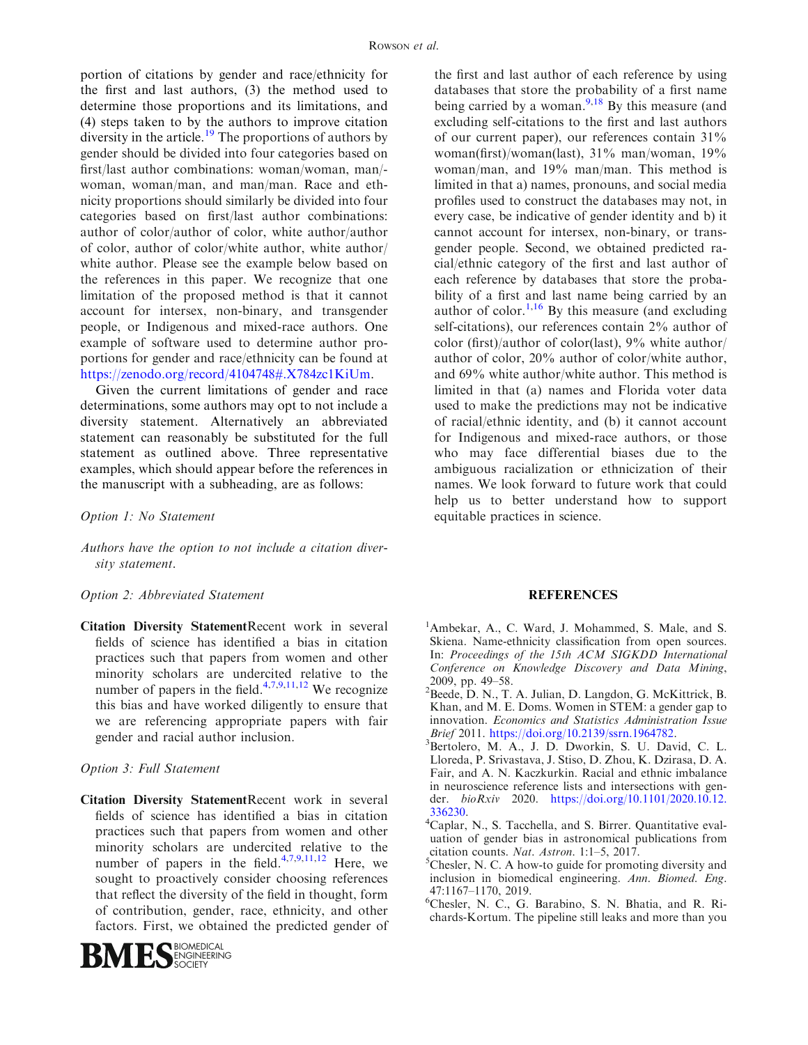portion of citations by gender and race/ethnicity for the first and last authors, (3) the method used to determine those proportions and its limitations, and (4) steps taken to by the authors to improve citation diversity in the article.[19] The proportions of authors by gender should be divided into four categories based on first/last author combinations: woman/woman, man/woman, woman/man, and man/man. Race and ethnicity proportions should similarly be divided into four categories based on first/last author combinations: author of color/author of color, white author/author of color, author of color/white author, white author/white author. Please see the example below based on the references in this paper. We recognize that one limitation of the proposed method is that it cannot account for intersex, non-binary, and transgender people, or Indigenous and mixed-race authors. One example of software used to determine author proportions for gender and race/ethnicity can be found at https://zenodo.org/record/4104748#.X784zc1KiUm.

Given the current limitations of gender and race determinations, some authors may opt to not include a diversity statement. Alternatively an abbreviated statement can reasonably be substituted for the full statement as outlined above. Three representative examples, which should appear before the references in the manuscript with a subheading, are as follows:

*Option 1: No Statement*

*Authors have the option to not include a citation diversity statement.*

*Option 2: Abbreviated Statement*

**Citation Diversity Statement**Recent work in several fields of science has identified a bias in citation practices such that papers from women and other minority scholars are undercited relative to the number of papers in the field.[4,7,9,11,12] We recognize this bias and have worked diligently to ensure that we are referencing appropriate papers with fair gender and racial author inclusion.

*Option 3: Full Statement*

**Citation Diversity Statement**Recent work in several fields of science has identified a bias in citation practices such that papers from women and other minority scholars are undercited relative to the number of papers in the field.[4,7,9,11,12] Here, we sought to proactively consider choosing references that reflect the diversity of the field in thought, form of contribution, gender, race, ethnicity, and other factors. First, we obtained the predicted gender of the first and last author of each reference by using databases that store the probability of a first name being carried by a woman.[9,18] By this measure (and excluding self-citations to the first and last authors of our current paper), our references contain 31% woman(first)/woman(last), 31% man/woman, 19% woman/man, and 19% man/man. This method is limited in that a) names, pronouns, and social media profiles used to construct the databases may not, in every case, be indicative of gender identity and b) it cannot account for intersex, non-binary, or transgender people. Second, we obtained predicted racial/ethnic category of the first and last author of each reference by databases that store the probability of a first and last name being carried by an author of color.[1,16] By this measure (and excluding self-citations), our references contain 2% author of color (first)/author of color(last), 9% white author/author of color, 20% author of color/white author, and 69% white author/white author. This method is limited in that (a) names and Florida voter data used to make the predictions may not be indicative of racial/ethnic identity, and (b) it cannot account for Indigenous and mixed-race authors, or those who may face differential biases due to the ambiguous racialization or ethnicization of their names. We look forward to future work that could help us to better understand how to support equitable practices in science.

## REFERENCES

[1] Ambekar, A., C. Ward, J. Mohammed, S. Male, and S. Skiena. Name-ethnicity classification from open sources. In: *Proceedings of the 15th ACM SIGKDD International Conference on Knowledge Discovery and Data Mining*, 2009, pp. 49–58.

[2] Beede, D. N., T. A. Julian, D. Langdon, G. McKittrick, B. Khan, and M. E. Doms. Women in STEM: a gender gap to innovation. *Economics and Statistics Administration Issue Brief* 2011. https://doi.org/10.2139/ssrn.1964782.

[3] Bertolero, M. A., J. D. Dworkin, S. U. David, C. L. Lloreda, P. Srivastava, J. Stiso, D. Zhou, K. Dzirasa, D. A. Fair, and A. N. Kaczkurkin. Racial and ethnic imbalance in neuroscience reference lists and intersections with gender. *bioRxiv* 2020. https://doi.org/10.1101/2020.10.12.336230.

[4] Caplar, N., S. Tacchella, and S. Birrer. Quantitative evaluation of gender bias in astronomical publications from citation counts. *Nat. Astron.* 1:1–5, 2017.

[5] Chesler, N. C. A how-to guide for promoting diversity and inclusion in biomedical engineering. *Ann. Biomed. Eng.* 47:1167–1170, 2019.

[6] Chesler, N. C., G. Barabino, S. N. Bhatia, and R. Richards-Kortum. The pipeline still leaks and more than you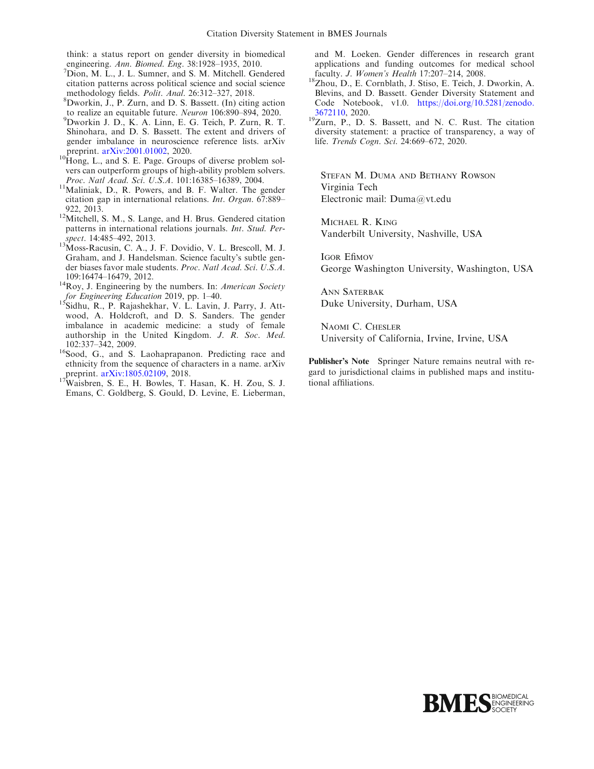think: a status report on gender diversity in biomedical engineering. *Ann. Biomed. Eng*. 38:1928–1935, 2010.

[7]Dion, M. L., J. L. Sumner, and S. M. Mitchell. Gendered citation patterns across political science and social science methodology fields. *Polit. Anal*. 26:312–327, 2018.

[8]Dworkin, J., P. Zurn, and D. S. Bassett. (In) citing action to realize an equitable future. *Neuron* 106:890–894, 2020.

[9]Dworkin J. D., K. A. Linn, E. G. Teich, P. Zurn, R. T. Shinohara, and D. S. Bassett. The extent and drivers of gender imbalance in neuroscience reference lists. arXiv preprint. arXiv:2001.01002, 2020.

[10]Hong, L., and S. E. Page. Groups of diverse problem solvers can outperform groups of high-ability problem solvers. *Proc. Natl Acad. Sci. U.S.A*. 101:16385–16389, 2004.

[11]Maliniak, D., R. Powers, and B. F. Walter. The gender citation gap in international relations. *Int. Organ*. 67:889–922, 2013.

[12]Mitchell, S. M., S. Lange, and H. Brus. Gendered citation patterns in international relations journals. *Int. Stud. Perspect*. 14:485–492, 2013.

[13]Moss-Racusin, C. A., J. F. Dovidio, V. L. Brescoll, M. J. Graham, and J. Handelsman. Science faculty's subtle gender biases favor male students. *Proc. Natl Acad. Sci. U.S.A*. 109:16474–16479, 2012.

[14]Roy, J. Engineering by the numbers. In: *American Society for Engineering Education* 2019, pp. 1–40.

[15]Sidhu, R., P. Rajashekhar, V. L. Lavin, J. Parry, J. Attwood, A. Holdcroft, and D. S. Sanders. The gender imbalance in academic medicine: a study of female authorship in the United Kingdom. *J. R. Soc. Med*. 102:337–342, 2009.

[16]Sood, G., and S. Laohaprapanon. Predicting race and ethnicity from the sequence of characters in a name. arXiv preprint. arXiv:1805.02109, 2018.

[17]Waisbren, S. E., H. Bowles, T. Hasan, K. H. Zou, S. J. Emans, C. Goldberg, S. Gould, D. Levine, E. Lieberman, and M. Loeken. Gender differences in research grant applications and funding outcomes for medical school faculty. *J. Women's Health* 17:207–214, 2008.

[18]Zhou, D., E. Cornblath, J. Stiso, E. Teich, J. Dworkin, A. Blevins, and D. Bassett. Gender Diversity Statement and Code Notebook, v1.0. https://doi.org/10.5281/zenodo.3672110, 2020.

[19]Zurn, P., D. S. Bassett, and N. C. Rust. The citation diversity statement: a practice of transparency, a way of life. *Trends Cogn. Sci*. 24:669–672, 2020.

Stefan M. Duma and Bethany Rowson
Virginia Tech
Electronic mail: Duma@vt.edu

Michael R. King
Vanderbilt University, Nashville, USA

Igor Efimov
George Washington University, Washington, USA

Ann Saterbak
Duke University, Durham, USA

Naomi C. Chesler
University of California, Irvine, Irvine, USA

**Publisher's Note** Springer Nature remains neutral with regard to jurisdictional claims in published maps and institutional affiliations.